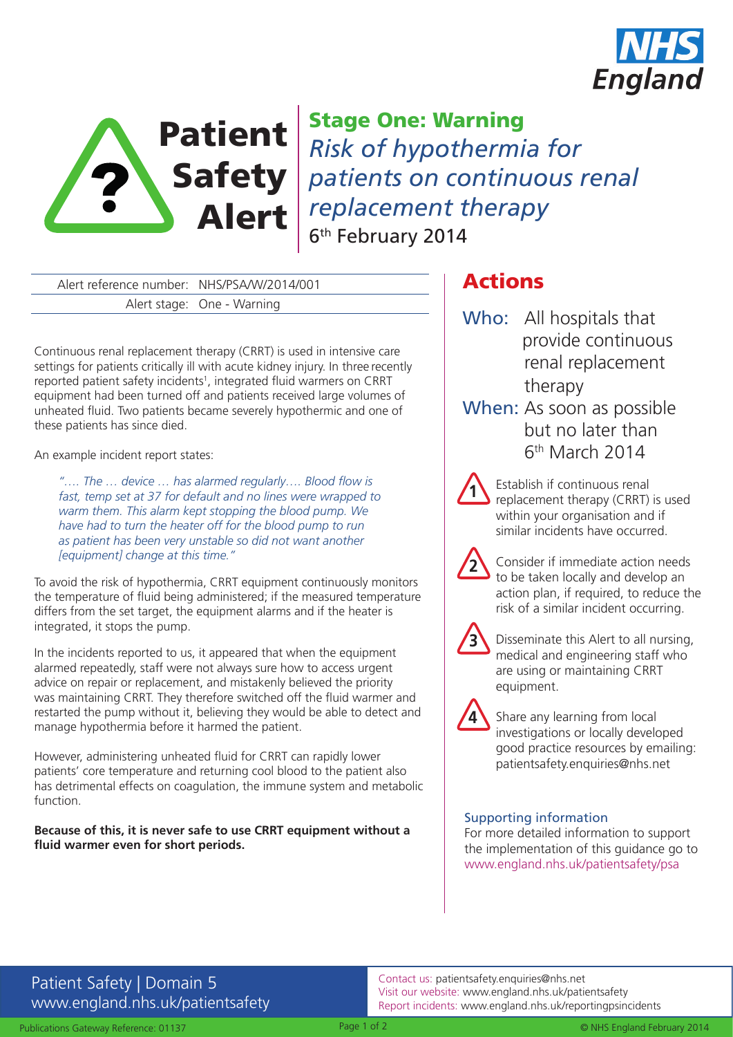NHS England

# Patient Safety Alert

## Stage One: Warning

## *Risk of hypothermia for patients on continuous renal replacement therapy*

6th February 2014

Alert reference number: NHS/PSA/W/2014/001

Alert stage: One - Warning

Continuous renal replacement therapy (CRRT) is used in intensive care settings for patients critically ill with acute kidney injury. In three recently reported patient safety incidents[1], integrated fluid warmers on CRRT equipment had been turned off and patients received large volumes of unheated fluid. Two patients became severely hypothermic and one of these patients has since died.

An example incident report states:

> *"…. The … device … has alarmed regularly…. Blood flow is fast, temp set at 37 for default and no lines were wrapped to warm them. This alarm kept stopping the blood pump. We have had to turn the heater off for the blood pump to run as patient has been very unstable so did not want another [equipment] change at this time."*

To avoid the risk of hypothermia, CRRT equipment continuously monitors the temperature of fluid being administered; if the measured temperature differs from the set target, the equipment alarms and if the heater is integrated, it stops the pump.

In the incidents reported to us, it appeared that when the equipment alarmed repeatedly, staff were not always sure how to access urgent advice on repair or replacement, and mistakenly believed the priority was maintaining CRRT. They therefore switched off the fluid warmer and restarted the pump without it, believing they would be able to detect and manage hypothermia before it harmed the patient.

However, administering unheated fluid for CRRT can rapidly lower patients' core temperature and returning cool blood to the patient also has detrimental effects on coagulation, the immune system and metabolic function.

**Because of this, it is never safe to use CRRT equipment without a fluid warmer even for short periods.**

## Actions

**Who:** All hospitals that provide continuous renal replacement therapy

**When:** As soon as possible but no later than 6th March 2014

1. Establish if continuous renal replacement therapy (CRRT) is used within your organisation and if similar incidents have occurred.
2. Consider if immediate action needs to be taken locally and develop an action plan, if required, to reduce the risk of a similar incident occurring.
3. Disseminate this Alert to all nursing, medical and engineering staff who are using or maintaining CRRT equipment.
4. Share any learning from local investigations or locally developed good practice resources by emailing: patientsafety.enquiries@nhs.net

### Supporting information

For more detailed information to support the implementation of this guidance go to www.england.nhs.uk/patientsafety/psa

Patient Safety | Domain 5
www.england.nhs.uk/patientsafety

Contact us: patientsafety.enquiries@nhs.net
Visit our website: www.england.nhs.uk/patientsafety
Report incidents: www.england.nhs.uk/reportingpsincidents

Publications Gateway Reference: 01137

© NHS England February 2014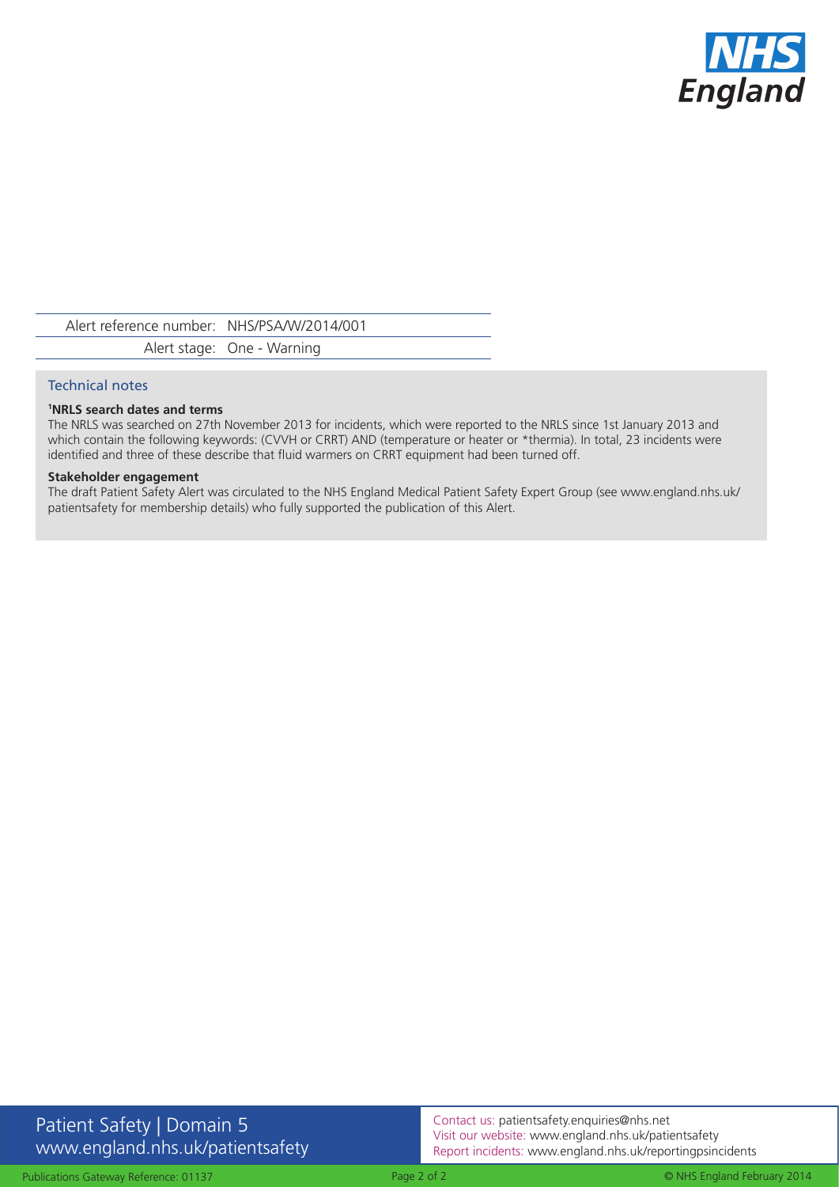| | |
|---|---|
| Alert reference number: | NHS/PSA/W/2014/001 |
| Alert stage: | One - Warning |

## Technical notes

**[1]NRLS search dates and terms**

The NRLS was searched on 27th November 2013 for incidents, which were reported to the NRLS since 1st January 2013 and which contain the following keywords: (CVVH or CRRT) AND (temperature or heater or *thermia). In total, 23 incidents were identified and three of these describe that fluid warmers on CRRT equipment had been turned off.

**Stakeholder engagement**

The draft Patient Safety Alert was circulated to the NHS England Medical Patient Safety Expert Group (see www.england.nhs.uk/patientsafety for membership details) who fully supported the publication of this Alert.

Patient Safety | Domain 5
www.england.nhs.uk/patientsafety

Contact us: patientsafety.enquiries@nhs.net
Visit our website: www.england.nhs.uk/patientsafety
Report incidents: www.england.nhs.uk/reportingpsincidents

Publications Gateway Reference: 01137

© NHS England February 2014